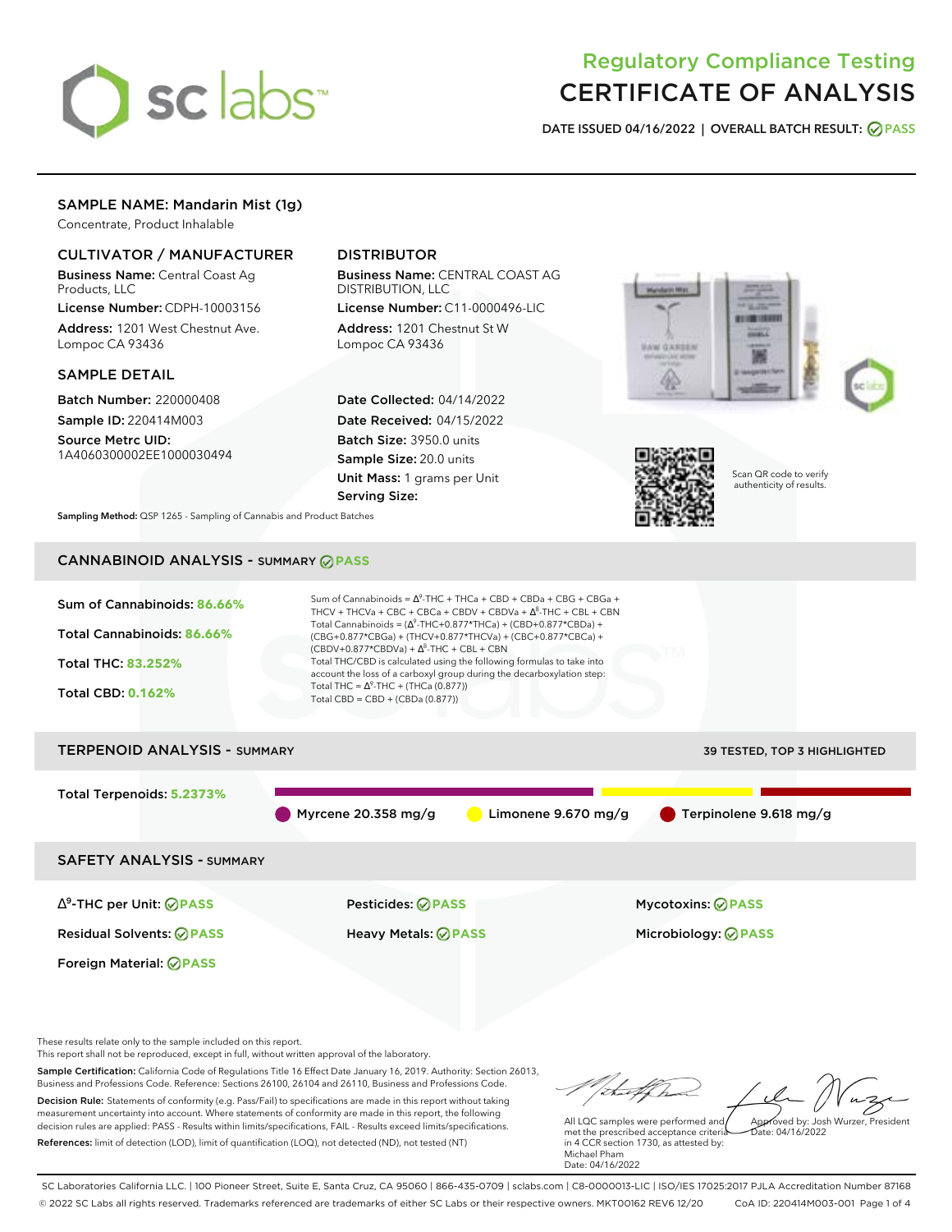# Regulatory Compliance Testing
# CERTIFICATE OF ANALYSIS

**DATE ISSUED 04/16/2022 | OVERALL BATCH RESULT: PASS**

## SAMPLE NAME: Mandarin Mist (1g)

Concentrate, Product Inhalable

### CULTIVATOR / MANUFACTURER

**Business Name:** Central Coast Ag Products, LLC
**License Number:** CDPH-10003156
**Address:** 1201 West Chestnut Ave. Lompoc CA 93436

### DISTRIBUTOR

**Business Name:** CENTRAL COAST AG DISTRIBUTION, LLC
**License Number:** C11-0000496-LIC
**Address:** 1201 Chestnut St W Lompoc CA 93436

### SAMPLE DETAIL

**Batch Number:** 220000408
**Sample ID:** 220414M003
**Source Metrc UID:** 1A4060300002EE1000030494

**Date Collected:** 04/14/2022
**Date Received:** 04/15/2022
**Batch Size:** 3950.0 units
**Sample Size:** 20.0 units
**Unit Mass:** 1 grams per Unit
**Serving Size:**

Scan QR code to verify authenticity of results.

**Sampling Method:** QSP 1265 - Sampling of Cannabis and Product Batches

## CANNABINOID ANALYSIS - SUMMARY PASS

**Sum of Cannabinoids:** 86.66%
**Total Cannabinoids:** 86.66%
**Total THC:** 83.252%
**Total CBD:** 0.162%

Sum of Cannabinoids = $\Delta^9$-THC + THCa + CBD + CBDa + CBG + CBGa + THCV + THCVa + CBC + CBCa + CBDV + CBDVa + $\Delta^8$-THC + CBL + CBN
Total Cannabinoids = ($\Delta^9$-THC+0.877*THCa) + (CBD+0.877*CBDa) + (CBG+0.877*CBGa) + (THCV+0.877*THCVa) + (CBC+0.877*CBCa) + (CBDV+0.877*CBDVa) + $\Delta^8$-THC + CBL + CBN
Total THC/CBD is calculated using the following formulas to take into account the loss of a carboxyl group during the decarboxylation step:
Total THC = $\Delta^9$-THC + (THCa (0.877))
Total CBD = CBD + (CBDa (0.877))

## TERPENOID ANALYSIS - SUMMARY

39 TESTED, TOP 3 HIGHLIGHTED

**Total Terpenoids:** 5.2373%

Myrcene 20.358 mg/g
Limonene 9.670 mg/g
Terpinolene 9.618 mg/g

## SAFETY ANALYSIS - SUMMARY

| | | |
|---|---|---|
| $\Delta^9$-THC per Unit: PASS | Pesticides: PASS | Mycotoxins: PASS |
| Residual Solvents: PASS | Heavy Metals: PASS | Microbiology: PASS |
| Foreign Material: PASS | | |

These results relate only to the sample included on this report.
This report shall not be reproduced, except in full, without written approval of the laboratory.

**Sample Certification:** California Code of Regulations Title 16 Effect Date January 16, 2019. Authority: Section 26013, Business and Professions Code. Reference: Sections 26100, 26104 and 26110, Business and Professions Code.

**Decision Rule:** Statements of conformity (e.g. Pass/Fail) to specifications are made in this report without taking measurement uncertainty into account. Where statements of conformity are made in this report, the following decision rules are applied: PASS - Results within limits/specifications, FAIL - Results exceed limits/specifications.

**References:** limit of detection (LOD), limit of quantification (LOQ), not detected (ND), not tested (NT)

All LQC samples were performed and met the prescribed acceptance criteria in 4 CCR section 1730, as attested by: Michael Pham
Date: 04/16/2022

Approved by: Josh Wurzer, President
Date: 04/16/2022

SC Laboratories California LLC. | 100 Pioneer Street, Suite E, Santa Cruz, CA 95060 | 866-435-0709 | sclabs.com | C8-0000013-LIC | ISO/IES 17025:2017 PJLA Accreditation Number 87168
© 2022 SC Labs all rights reserved. Trademarks referenced are trademarks of either SC Labs or their respective owners. MKT00162 REV6 12/20 CoA ID: 220414M003-001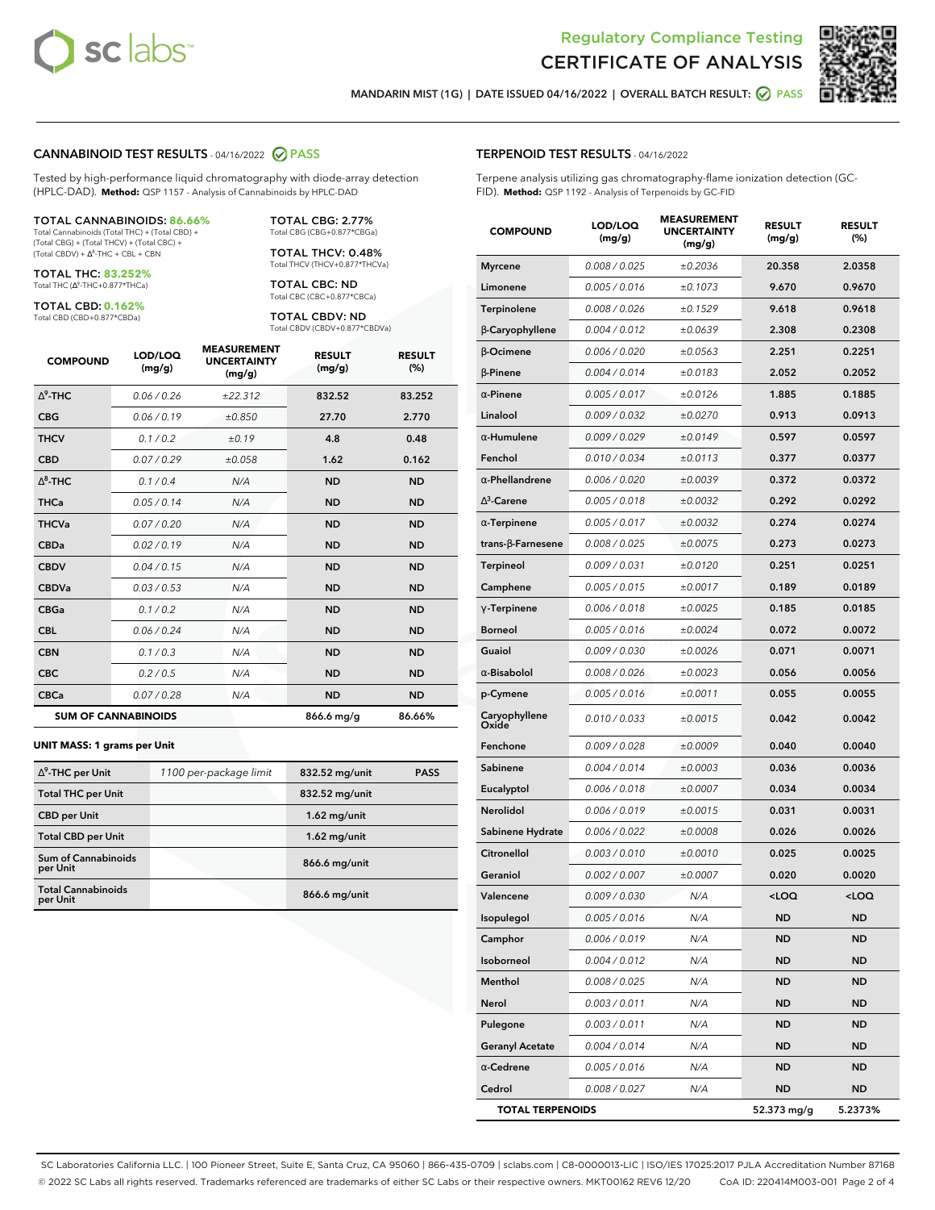# Regulatory Compliance Testing
# CERTIFICATE OF ANALYSIS

MANDARIN MIST (1G) | DATE ISSUED 04/16/2022 | OVERALL BATCH RESULT: PASS

## CANNABINOID TEST RESULTS - 04/16/2022 PASS

Tested by high-performance liquid chromatography with diode-array detection (HPLC-DAD). **Method:** QSP 1157 - Analysis of Cannabinoids by HPLC-DAD

**TOTAL CANNABINOIDS: 86.66%**
Total Cannabinoids (Total THC) + (Total CBD) + (Total CBG) + (Total THCV) + (Total CBC) + (Total CBDV) + Δ⁸-THC + CBL + CBN

**TOTAL THC: 83.252%**
Total THC (Δ⁹-THC+0.877*THCa)

**TOTAL CBD: 0.162%**
Total CBD (CBD+0.877*CBDa)

**TOTAL CBG: 2.77%**
Total CBG (CBG+0.877*CBGa)

**TOTAL THCV: 0.48%**
Total THCV (THCV+0.877*THCVa)

**TOTAL CBC: ND**
Total CBC (CBC+0.877*CBCa)

**TOTAL CBDV: ND**
Total CBDV (CBDV+0.877*CBDVa)

| COMPOUND | LOD/LOQ (mg/g) | MEASUREMENT UNCERTAINTY (mg/g) | RESULT (mg/g) | RESULT (%) |
|---|---|---|---|---|
| Δ⁹-THC | 0.06 / 0.26 | ±22.312 | 832.52 | 83.252 |
| CBG | 0.06 / 0.19 | ±0.850 | 27.70 | 2.770 |
| THCV | 0.1 / 0.2 | ±0.19 | 4.8 | 0.48 |
| CBD | 0.07 / 0.29 | ±0.058 | 1.62 | 0.162 |
| Δ⁸-THC | 0.1 / 0.4 | N/A | ND | ND |
| THCa | 0.05 / 0.14 | N/A | ND | ND |
| THCVa | 0.07 / 0.20 | N/A | ND | ND |
| CBDa | 0.02 / 0.19 | N/A | ND | ND |
| CBDV | 0.04 / 0.15 | N/A | ND | ND |
| CBDVa | 0.03 / 0.53 | N/A | ND | ND |
| CBGa | 0.1 / 0.2 | N/A | ND | ND |
| CBL | 0.06 / 0.24 | N/A | ND | ND |
| CBN | 0.1 / 0.3 | N/A | ND | ND |
| CBC | 0.2 / 0.5 | N/A | ND | ND |
| CBCa | 0.07 / 0.28 | N/A | ND | ND |
| **SUM OF CANNABINOIDS** | | | 866.6 mg/g | 86.66% |

**UNIT MASS: 1 grams per Unit**

| | | | |
|---|---|---|---|
| Δ⁹-THC per Unit | 1100 per-package limit | 832.52 mg/unit | PASS |
| Total THC per Unit | | 832.52 mg/unit | |
| CBD per Unit | | 1.62 mg/unit | |
| Total CBD per Unit | | 1.62 mg/unit | |
| Sum of Cannabinoids per Unit | | 866.6 mg/unit | |
| Total Cannabinoids per Unit | | 866.6 mg/unit | |

## TERPENOID TEST RESULTS - 04/16/2022

Terpene analysis utilizing gas chromatography-flame ionization detection (GC-FID). **Method:** QSP 1192 - Analysis of Terpenoids by GC-FID

| COMPOUND | LOD/LOQ (mg/g) | MEASUREMENT UNCERTAINTY (mg/g) | RESULT (mg/g) | RESULT (%) |
|---|---|---|---|---|
| Myrcene | 0.008 / 0.025 | ±0.2036 | 20.358 | 2.0358 |
| Limonene | 0.005 / 0.016 | ±0.1073 | 9.670 | 0.9670 |
| Terpinolene | 0.008 / 0.026 | ±0.1529 | 9.618 | 0.9618 |
| β-Caryophyllene | 0.004 / 0.012 | ±0.0639 | 2.308 | 0.2308 |
| β-Ocimene | 0.006 / 0.020 | ±0.0563 | 2.251 | 0.2251 |
| β-Pinene | 0.004 / 0.014 | ±0.0183 | 2.052 | 0.2052 |
| α-Pinene | 0.005 / 0.017 | ±0.0126 | 1.885 | 0.1885 |
| Linalool | 0.009 / 0.032 | ±0.0270 | 0.913 | 0.0913 |
| α-Humulene | 0.009 / 0.029 | ±0.0149 | 0.597 | 0.0597 |
| Fenchol | 0.010 / 0.034 | ±0.0113 | 0.377 | 0.0377 |
| α-Phellandrene | 0.006 / 0.020 | ±0.0039 | 0.372 | 0.0372 |
| Δ³-Carene | 0.005 / 0.018 | ±0.0032 | 0.292 | 0.0292 |
| α-Terpinene | 0.005 / 0.017 | ±0.0032 | 0.274 | 0.0274 |
| trans-β-Farnesene | 0.008 / 0.025 | ±0.0075 | 0.273 | 0.0273 |
| Terpineol | 0.009 / 0.031 | ±0.0120 | 0.251 | 0.0251 |
| Camphene | 0.005 / 0.015 | ±0.0017 | 0.189 | 0.0189 |
| γ-Terpinene | 0.006 / 0.018 | ±0.0025 | 0.185 | 0.0185 |
| Borneol | 0.005 / 0.016 | ±0.0024 | 0.072 | 0.0072 |
| Guaiol | 0.009 / 0.030 | ±0.0026 | 0.071 | 0.0071 |
| α-Bisabolol | 0.008 / 0.026 | ±0.0023 | 0.056 | 0.0056 |
| p-Cymene | 0.005 / 0.016 | ±0.0011 | 0.055 | 0.0055 |
| Caryophyllene Oxide | 0.010 / 0.033 | ±0.0015 | 0.042 | 0.0042 |
| Fenchone | 0.009 / 0.028 | ±0.0009 | 0.040 | 0.0040 |
| Sabinene | 0.004 / 0.014 | ±0.0003 | 0.036 | 0.0036 |
| Eucalyptol | 0.006 / 0.018 | ±0.0007 | 0.034 | 0.0034 |
| Nerolidol | 0.006 / 0.019 | ±0.0015 | 0.031 | 0.0031 |
| Sabinene Hydrate | 0.006 / 0.022 | ±0.0008 | 0.026 | 0.0026 |
| Citronellol | 0.003 / 0.010 | ±0.0010 | 0.025 | 0.0025 |
| Geraniol | 0.002 / 0.007 | ±0.0007 | 0.020 | 0.0020 |
| Valencene | 0.009 / 0.030 | N/A | <LOQ | <LOQ |
| Isopulegol | 0.005 / 0.016 | N/A | ND | ND |
| Camphor | 0.006 / 0.019 | N/A | ND | ND |
| Isoborneol | 0.004 / 0.012 | N/A | ND | ND |
| Menthol | 0.008 / 0.025 | N/A | ND | ND |
| Nerol | 0.003 / 0.011 | N/A | ND | ND |
| Pulegone | 0.003 / 0.011 | N/A | ND | ND |
| Geranyl Acetate | 0.004 / 0.014 | N/A | ND | ND |
| α-Cedrene | 0.005 / 0.016 | N/A | ND | ND |
| Cedrol | 0.008 / 0.027 | N/A | ND | ND |
| **TOTAL TERPENOIDS** | | | 52.373 mg/g | 5.2373% |

SC Laboratories California LLC. | 100 Pioneer Street, Suite E, Santa Cruz, CA 95060 | 866-435-0709 | sclabs.com | C8-0000013-LIC | ISO/IES 17025:2017 PJLA Accreditation Number 87168
© 2022 SC Labs all rights reserved. Trademarks referenced are trademarks of either SC Labs or their respective owners. MKT00162 REV6 12/20 CoA ID: 220414M003-001